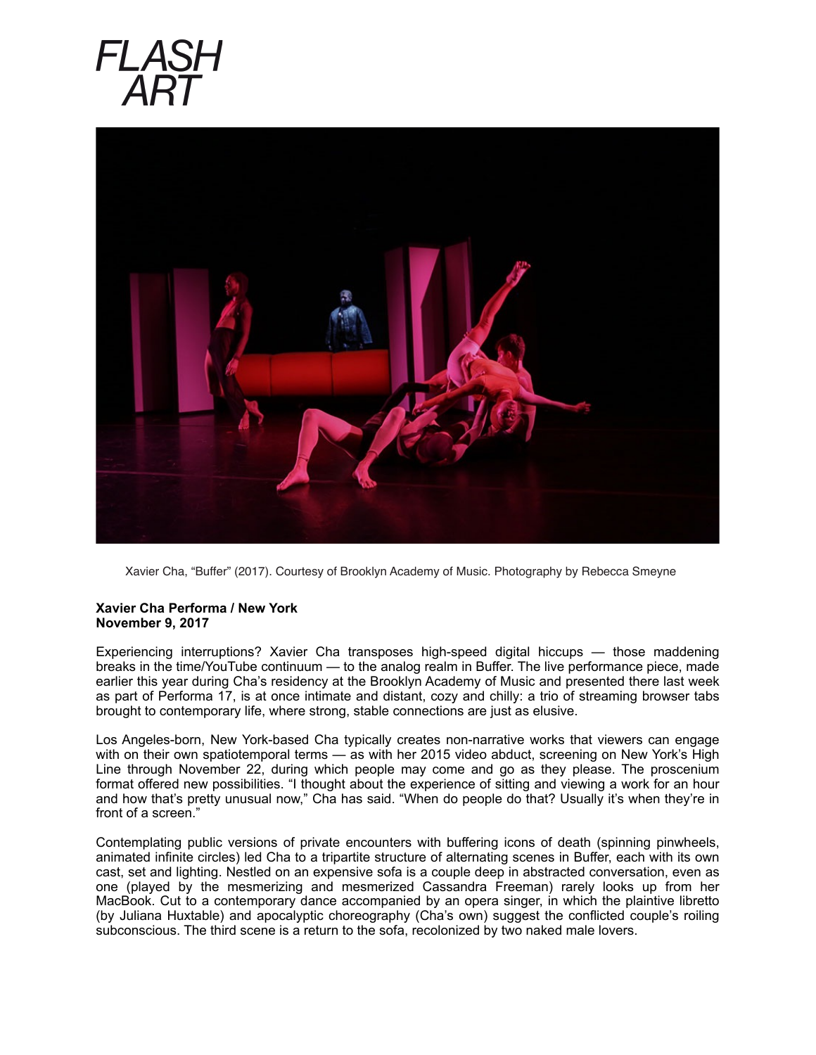# FLASH ART

Xavier Cha, “Buffer” (2017). Courtesy of Brooklyn Academy of Music. Photography by Rebecca Smeyne

**Xavier Cha Performa / New York**
**November 9, 2017**

Experiencing interruptions? Xavier Cha transposes high-speed digital hiccups — those maddening breaks in the time/YouTube continuum — to the analog realm in Buffer. The live performance piece, made earlier this year during Cha's residency at the Brooklyn Academy of Music and presented there last week as part of Performa 17, is at once intimate and distant, cozy and chilly: a trio of streaming browser tabs brought to contemporary life, where strong, stable connections are just as elusive.

Los Angeles-born, New York-based Cha typically creates non-narrative works that viewers can engage with on their own spatiotemporal terms — as with her 2015 video abduct, screening on New York's High Line through November 22, during which people may come and go as they please. The proscenium format offered new possibilities. “I thought about the experience of sitting and viewing a work for an hour and how that's pretty unusual now,” Cha has said. “When do people do that? Usually it's when they're in front of a screen.”

Contemplating public versions of private encounters with buffering icons of death (spinning pinwheels, animated infinite circles) led Cha to a tripartite structure of alternating scenes in Buffer, each with its own cast, set and lighting. Nestled on an expensive sofa is a couple deep in abstracted conversation, even as one (played by the mesmerizing and mesmerized Cassandra Freeman) rarely looks up from her MacBook. Cut to a contemporary dance accompanied by an opera singer, in which the plaintive libretto (by Juliana Huxtable) and apocalyptic choreography (Cha's own) suggest the conflicted couple's roiling subconscious. The third scene is a return to the sofa, recolonized by two naked male lovers.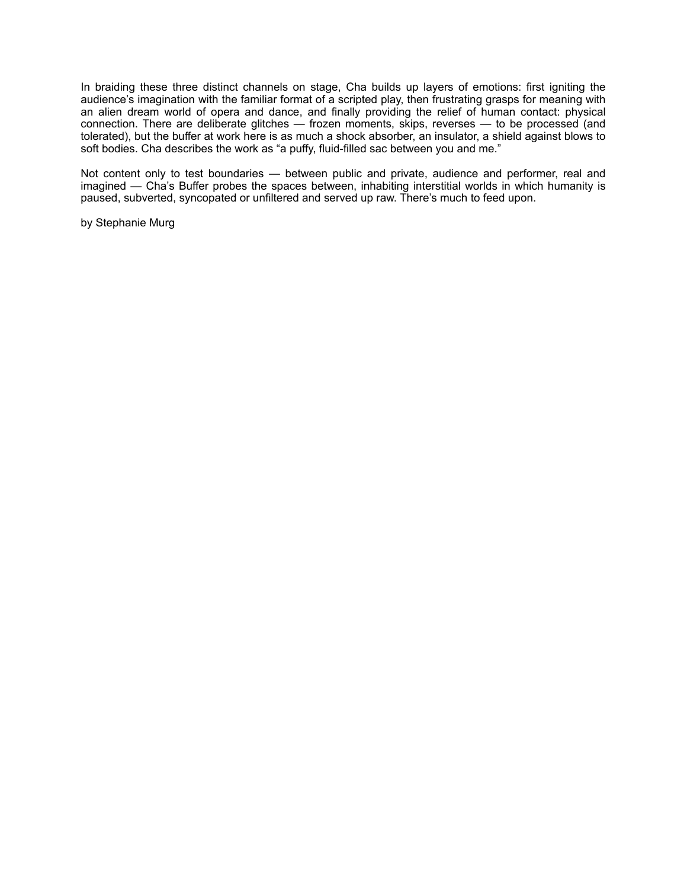In braiding these three distinct channels on stage, Cha builds up layers of emotions: first igniting the audience's imagination with the familiar format of a scripted play, then frustrating grasps for meaning with an alien dream world of opera and dance, and finally providing the relief of human contact: physical connection. There are deliberate glitches — frozen moments, skips, reverses — to be processed (and tolerated), but the buffer at work here is as much a shock absorber, an insulator, a shield against blows to soft bodies. Cha describes the work as "a puffy, fluid-filled sac between you and me."

Not content only to test boundaries — between public and private, audience and performer, real and imagined — Cha's Buffer probes the spaces between, inhabiting interstitial worlds in which humanity is paused, subverted, syncopated or unfiltered and served up raw. There's much to feed upon.

by Stephanie Murg